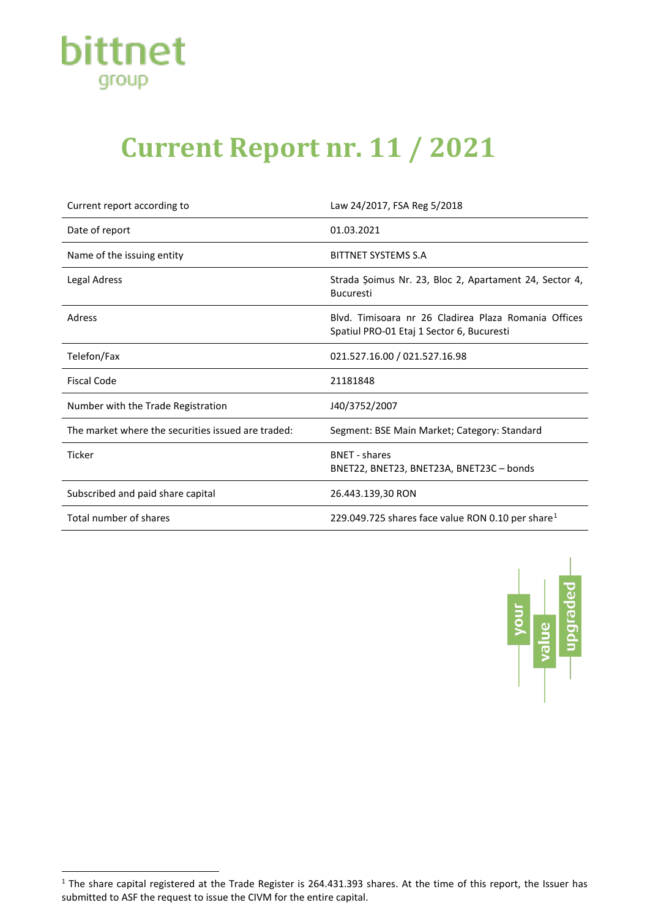# Current Report nr. 11 / 2021

| | |
|---|---|
| Current report according to | Law 24/2017, FSA Reg 5/2018 |
| Date of report | 01.03.2021 |
| Name of the issuing entity | BITTNET SYSTEMS S.A |
| Legal Adress | Strada Șoimus Nr. 23, Bloc 2, Apartament 24, Sector 4, Bucuresti |
| Adress | Blvd. Timisoara nr 26 Cladirea Plaza Romania Offices Spatiul PRO-01 Etaj 1 Sector 6, Bucuresti |
| Telefon/Fax | 021.527.16.00 / 021.527.16.98 |
| Fiscal Code | 21181848 |
| Number with the Trade Registration | J40/3752/2007 |
| The market where the securities issued are traded: | Segment: BSE Main Market; Category: Standard |
| Ticker | BNET - shares<br>BNET22, BNET23, BNET23A, BNET23C – bonds |
| Subscribed and paid share capital | 26.443.139,30 RON |
| Total number of shares | 229.049.725 shares face value RON 0.10 per share[1] |

[1] The share capital registered at the Trade Register is 264.431.393 shares. At the time of this report, the Issuer has submitted to ASF the request to issue the CIVM for the entire capital.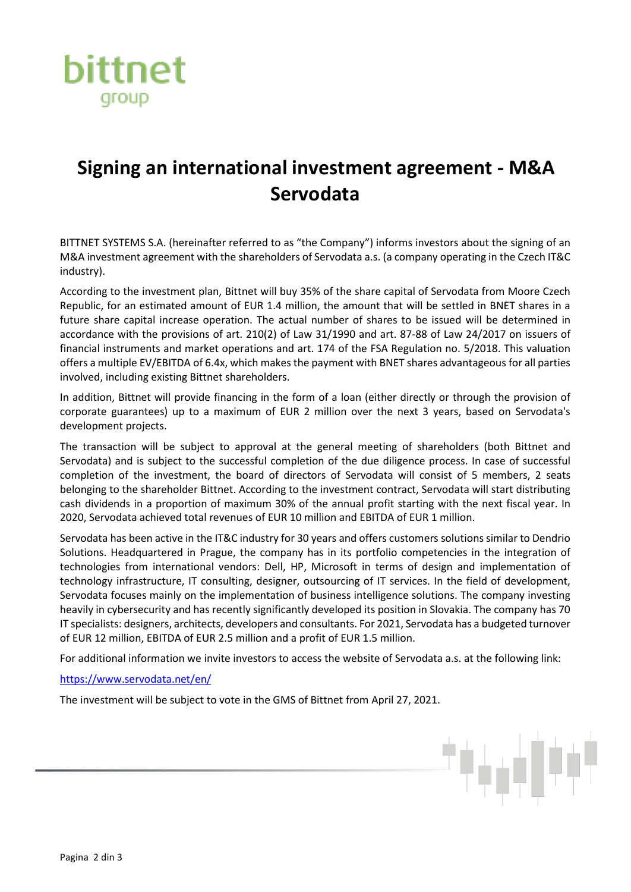# Signing an international investment agreement - M&A Servodata

BITTNET SYSTEMS S.A. (hereinafter referred to as "the Company") informs investors about the signing of an M&A investment agreement with the shareholders of Servodata a.s. (a company operating in the Czech IT&C industry).

According to the investment plan, Bittnet will buy 35% of the share capital of Servodata from Moore Czech Republic, for an estimated amount of EUR 1.4 million, the amount that will be settled in BNET shares in a future share capital increase operation. The actual number of shares to be issued will be determined in accordance with the provisions of art. 210(2) of Law 31/1990 and art. 87-88 of Law 24/2017 on issuers of financial instruments and market operations and art. 174 of the FSA Regulation no. 5/2018. This valuation offers a multiple EV/EBITDA of 6.4x, which makes the payment with BNET shares advantageous for all parties involved, including existing Bittnet shareholders.

In addition, Bittnet will provide financing in the form of a loan (either directly or through the provision of corporate guarantees) up to a maximum of EUR 2 million over the next 3 years, based on Servodata's development projects.

The transaction will be subject to approval at the general meeting of shareholders (both Bittnet and Servodata) and is subject to the successful completion of the due diligence process. In case of successful completion of the investment, the board of directors of Servodata will consist of 5 members, 2 seats belonging to the shareholder Bittnet. According to the investment contract, Servodata will start distributing cash dividends in a proportion of maximum 30% of the annual profit starting with the next fiscal year. In 2020, Servodata achieved total revenues of EUR 10 million and EBITDA of EUR 1 million.

Servodata has been active in the IT&C industry for 30 years and offers customers solutions similar to Dendrio Solutions. Headquartered in Prague, the company has in its portfolio competencies in the integration of technologies from international vendors: Dell, HP, Microsoft in terms of design and implementation of technology infrastructure, IT consulting, designer, outsourcing of IT services. In the field of development, Servodata focuses mainly on the implementation of business intelligence solutions. The company investing heavily in cybersecurity and has recently significantly developed its position in Slovakia. The company has 70 IT specialists: designers, architects, developers and consultants. For 2021, Servodata has a budgeted turnover of EUR 12 million, EBITDA of EUR 2.5 million and a profit of EUR 1.5 million.

For additional information we invite investors to access the website of Servodata a.s. at the following link:

https://www.servodata.net/en/

The investment will be subject to vote in the GMS of Bittnet from April 27, 2021.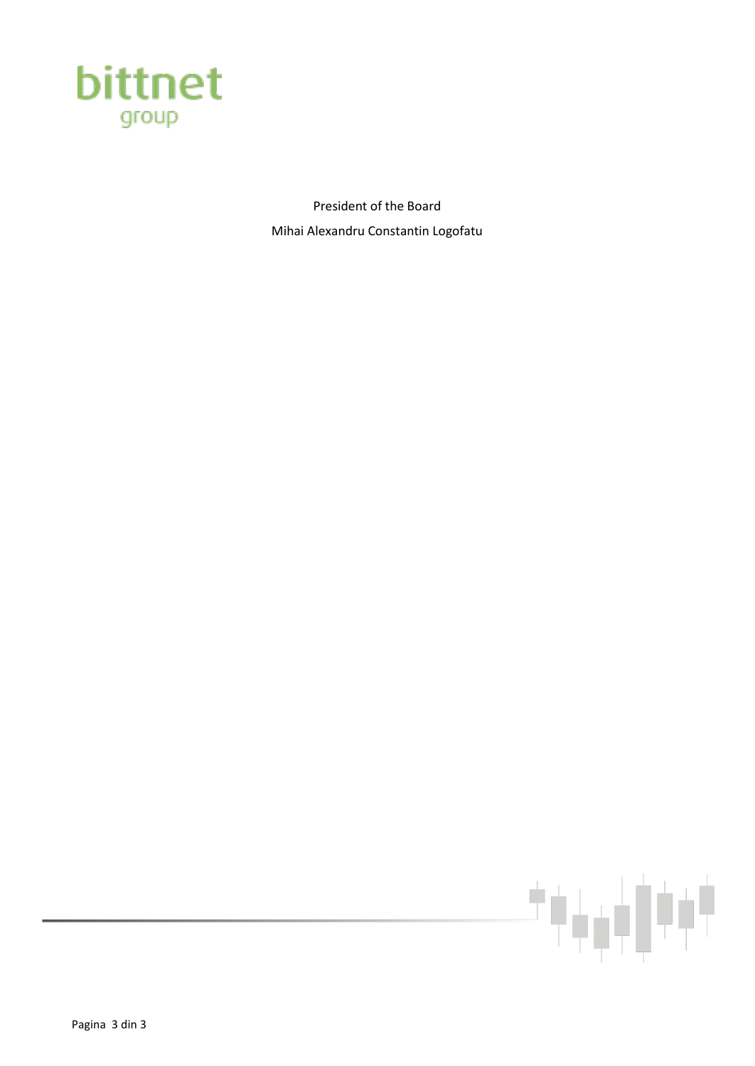President of the Board

Mihai Alexandru Constantin Logofatu